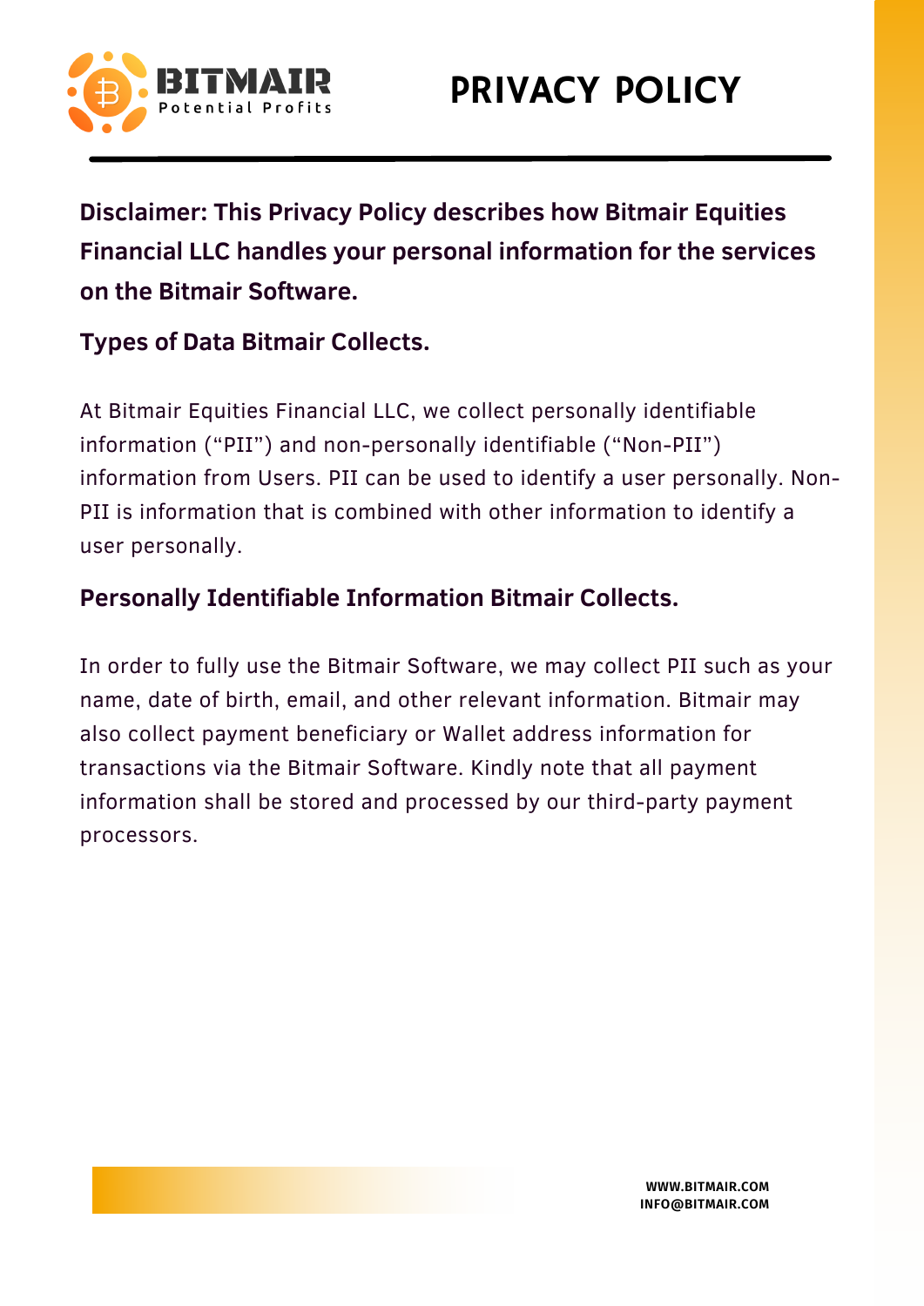# PRIVACY POLICY

**Disclaimer: This Privacy Policy describes how Bitmair Equities Financial LLC handles your personal information for the services on the Bitmair Software.**

## Types of Data Bitmair Collects.

At Bitmair Equities Financial LLC, we collect personally identifiable information ("PII") and non-personally identifiable ("Non-PII") information from Users. PII can be used to identify a user personally. Non-PII is information that is combined with other information to identify a user personally.

## Personally Identifiable Information Bitmair Collects.

In order to fully use the Bitmair Software, we may collect PII such as your name, date of birth, email, and other relevant information. Bitmair may also collect payment beneficiary or Wallet address information for transactions via the Bitmair Software. Kindly note that all payment information shall be stored and processed by our third-party payment processors.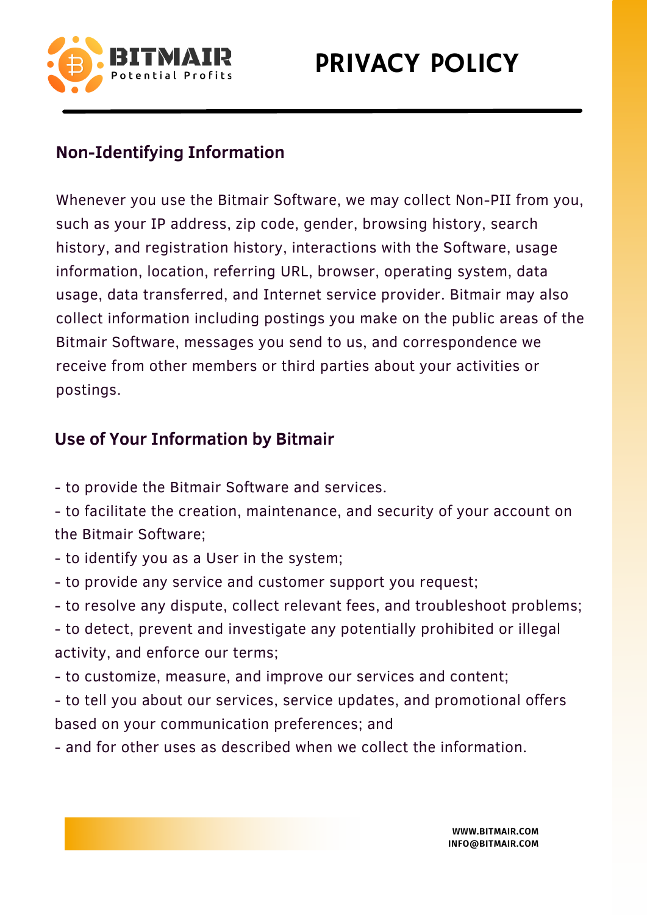## Non-Identifying Information

Whenever you use the Bitmair Software, we may collect Non-PII from you, such as your IP address, zip code, gender, browsing history, search history, and registration history, interactions with the Software, usage information, location, referring URL, browser, operating system, data usage, data transferred, and Internet service provider. Bitmair may also collect information including postings you make on the public areas of the Bitmair Software, messages you send to us, and correspondence we receive from other members or third parties about your activities or postings.

## Use of Your Information by Bitmair

- to provide the Bitmair Software and services.
- to facilitate the creation, maintenance, and security of your account on the Bitmair Software;
- to identify you as a User in the system;
- to provide any service and customer support you request;
- to resolve any dispute, collect relevant fees, and troubleshoot problems;
- to detect, prevent and investigate any potentially prohibited or illegal activity, and enforce our terms;
- to customize, measure, and improve our services and content;
- to tell you about our services, service updates, and promotional offers based on your communication preferences; and
- and for other uses as described when we collect the information.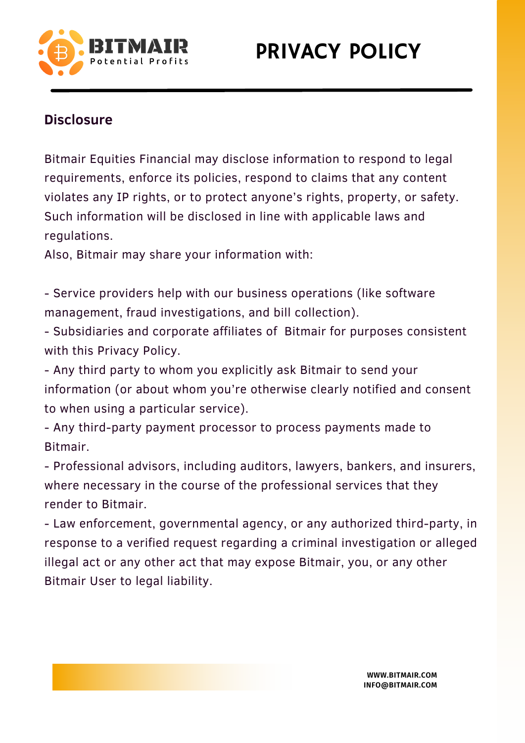## Disclosure

Bitmair Equities Financial may disclose information to respond to legal requirements, enforce its policies, respond to claims that any content violates any IP rights, or to protect anyone's rights, property, or safety. Such information will be disclosed in line with applicable laws and regulations.

Also, Bitmair may share your information with:

- Service providers help with our business operations (like software management, fraud investigations, and bill collection).
- Subsidiaries and corporate affiliates of Bitmair for purposes consistent with this Privacy Policy.
- Any third party to whom you explicitly ask Bitmair to send your information (or about whom you're otherwise clearly notified and consent to when using a particular service).
- Any third-party payment processor to process payments made to Bitmair.
- Professional advisors, including auditors, lawyers, bankers, and insurers, where necessary in the course of the professional services that they render to Bitmair.
- Law enforcement, governmental agency, or any authorized third-party, in response to a verified request regarding a criminal investigation or alleged illegal act or any other act that may expose Bitmair, you, or any other Bitmair User to legal liability.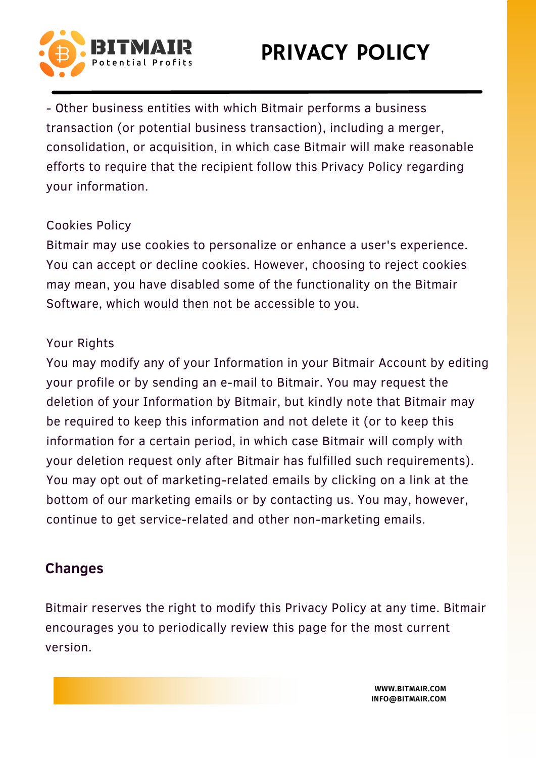- Other business entities with which Bitmair performs a business transaction (or potential business transaction), including a merger, consolidation, or acquisition, in which case Bitmair will make reasonable efforts to require that the recipient follow this Privacy Policy regarding your information.

Cookies Policy

Bitmair may use cookies to personalize or enhance a user's experience. You can accept or decline cookies. However, choosing to reject cookies may mean, you have disabled some of the functionality on the Bitmair Software, which would then not be accessible to you.

Your Rights

You may modify any of your Information in your Bitmair Account by editing your profile or by sending an e-mail to Bitmair. You may request the deletion of your Information by Bitmair, but kindly note that Bitmair may be required to keep this information and not delete it (or to keep this information for a certain period, in which case Bitmair will comply with your deletion request only after Bitmair has fulfilled such requirements). You may opt out of marketing-related emails by clicking on a link at the bottom of our marketing emails or by contacting us. You may, however, continue to get service-related and other non-marketing emails.

## Changes

Bitmair reserves the right to modify this Privacy Policy at any time. Bitmair encourages you to periodically review this page for the most current version.